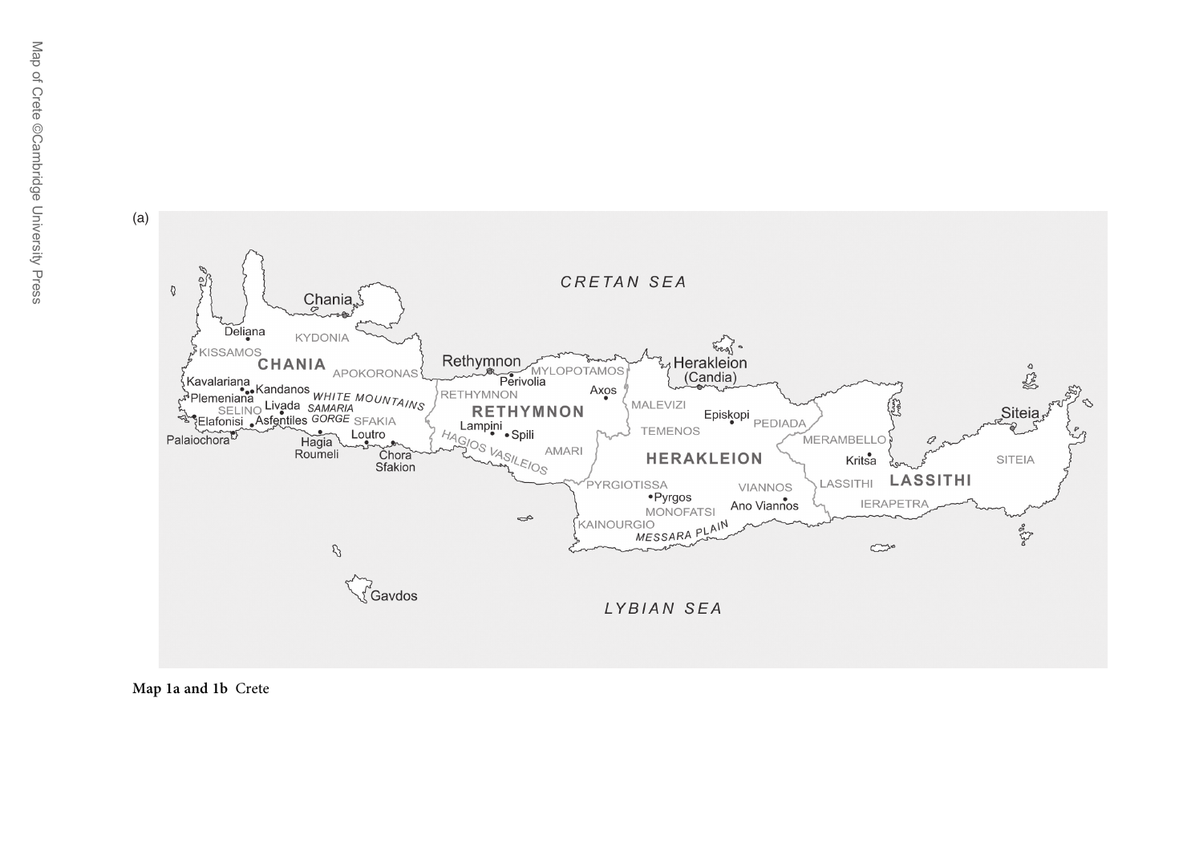Map of Crete ©Cambridge University Press

(a)

Map 1a and 1b Crete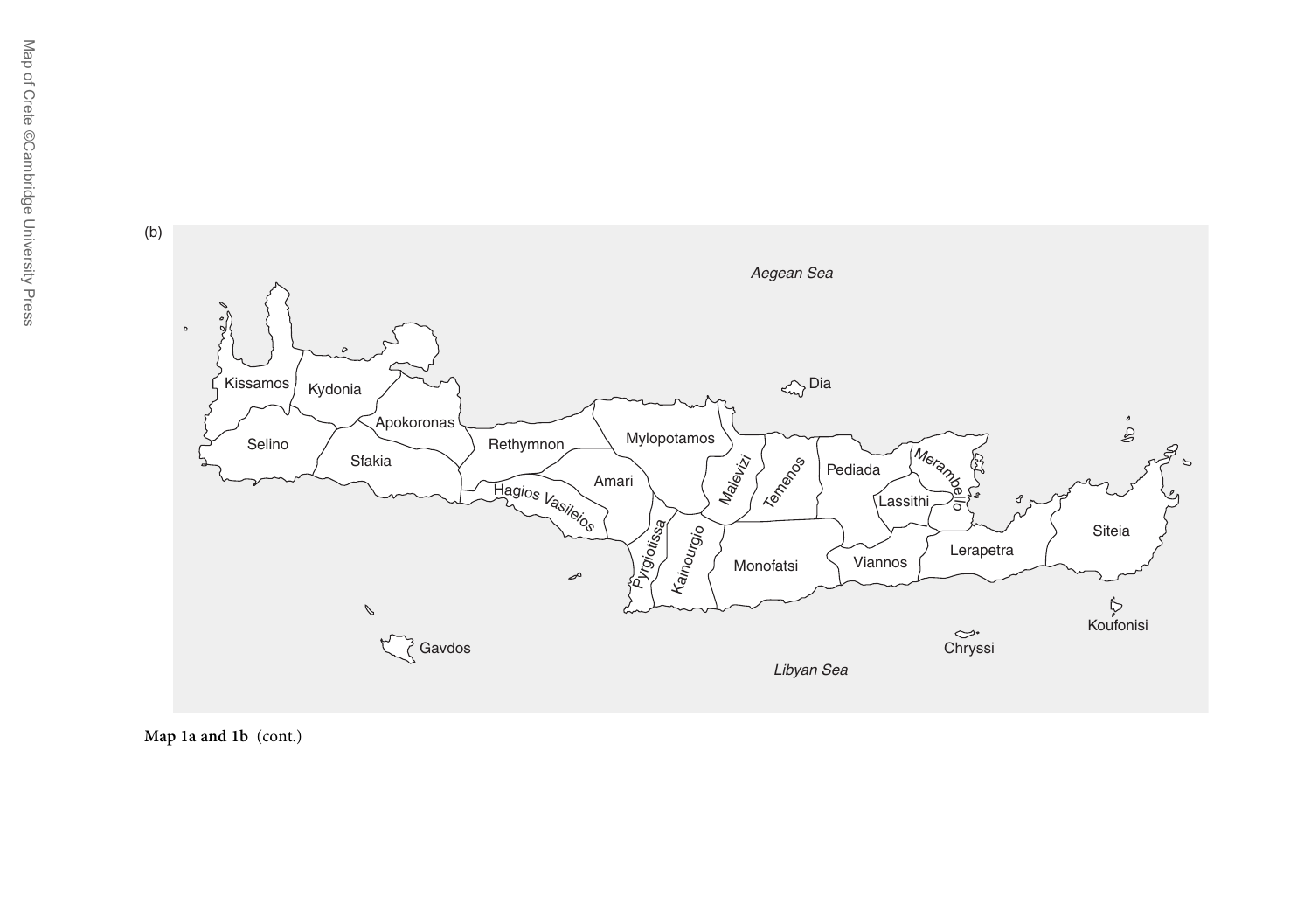(b)

Aegean Sea

Dia

Kissamos

Kydonia

Apokoronas

Selino

Sfakia

Rethymnon

Mylopotamos

Amari

Hagios Vasileios

Malevizi

Temenos

Pediada

Merambello

Lassithi

Siteia

Pyrgiotissa

Kainourgio

Monofatsi

Viannos

Lerapetra

Koufonisi

Gavdos

Chryssi

Libyan Sea

**Map 1a and 1b** (cont.)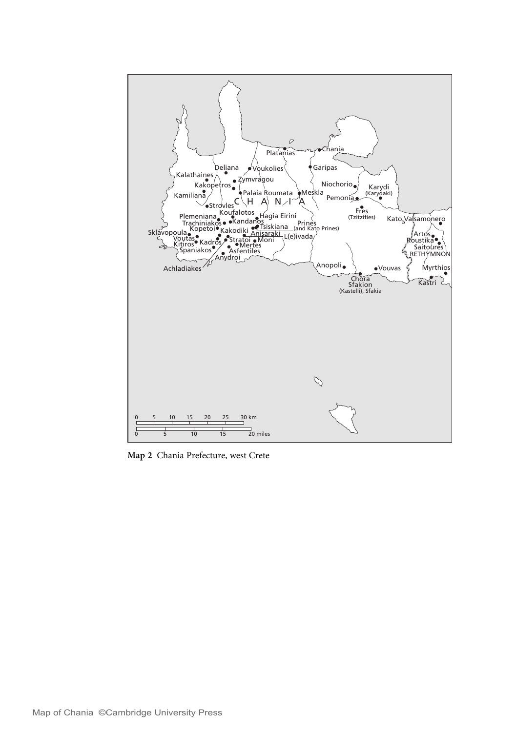**Map 2** Chania Prefecture, west Crete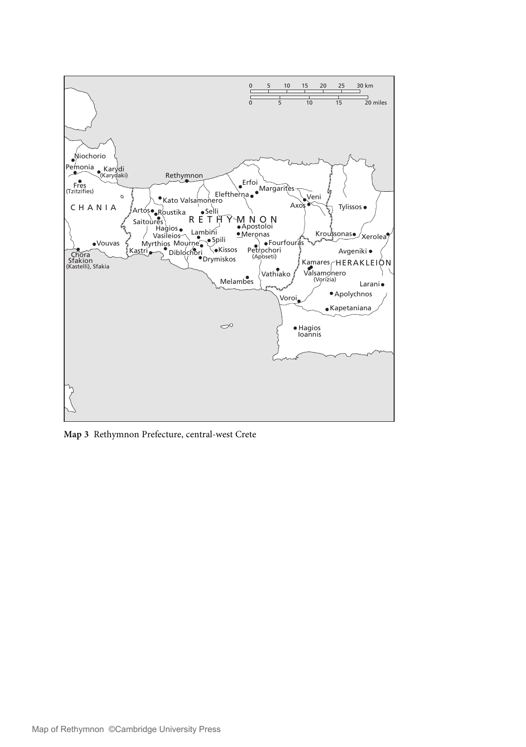**Map 3** Rethymnon Prefecture, central-west Crete

Map of Rethymnon ©Cambridge University Press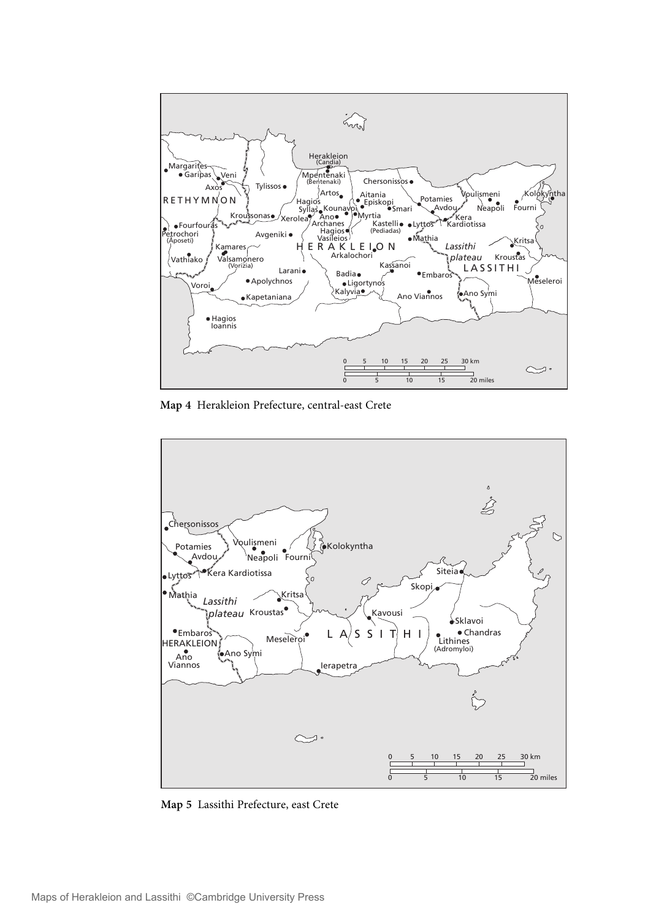Herakleion
(Candia)
Margarites
Garipas
Veni
Axos
Tylissos
Mpentenaki
(Bentenaki)
Chersonissos
Artos
Aitania
Episkopi
Potamies
Voulismeni
Kolokyntha
RETHYMNON
Hagios
Syllas
Kounavoi
Smari
Avdou
Neapoli
Fourni
Kroussonas
Xerolea
Ano
Myrtia
Archanes
Kera
Kardiotissa
Fourfouras
Petrochori
(Aposeti)
Avgeniki
Hagios
Vasileios
Kastelli
(Pediadas)
Lyttos
Mathia
Kritsa
Kamares
Valsamonero
(Vorizia)
HERAKLEION
Arkalochori
Lassithi
plateau
Kroustas
Vathiako
Kassanoi
LASSITHI
Larani
Badia
Embaros
Meseleroi
Voroi
Apolychnos
Ligortynos
Kalyvia
Ano Viannos
Ano Symi
Kapetaniana
Hagios
Ioannis
0 5 10 15 20 25 30 km
0 5 10 15 20 miles

**Map 4** Herakleion Prefecture, central-east Crete

Chersonissos
Voulismeni
Potamies
Avdou
Neapoli
Fourni
Kolokyntha
Lyttos
Kera Kardiotissa
Siteia
Mathia
Skopi
Lassithi
plateau
Kritsa
Kroustas
Kavousi
Embaros
Sklavoi
HERAKLEION
Meseleroi
LASSITHI
Chandras
Lithines
(Adromyloi)
Ano
Viannos
Ano Symi
Ierapetra
0 5 10 15 20 25 30 km
0 5 10 15 20 miles

**Map 5** Lassithi Prefecture, east Crete

Maps of Herakleion and Lassithi ©Cambridge University Press